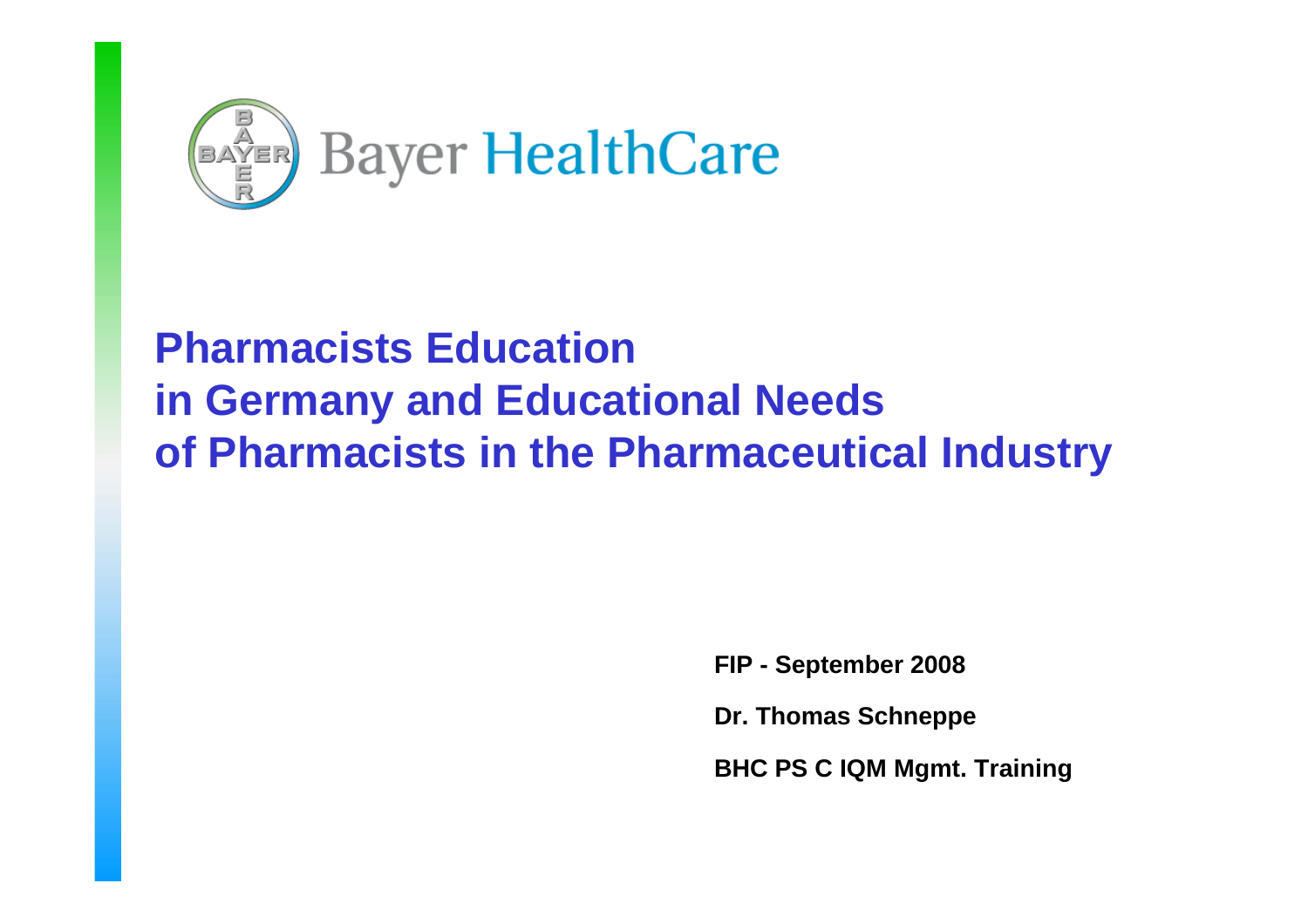Bayer HealthCare

# Pharmacists Education in Germany and Educational Needs of Pharmacists in the Pharmaceutical Industry

**FIP - September 2008**

**Dr. Thomas Schneppe**

**BHC PS C IQM Mgmt. Training**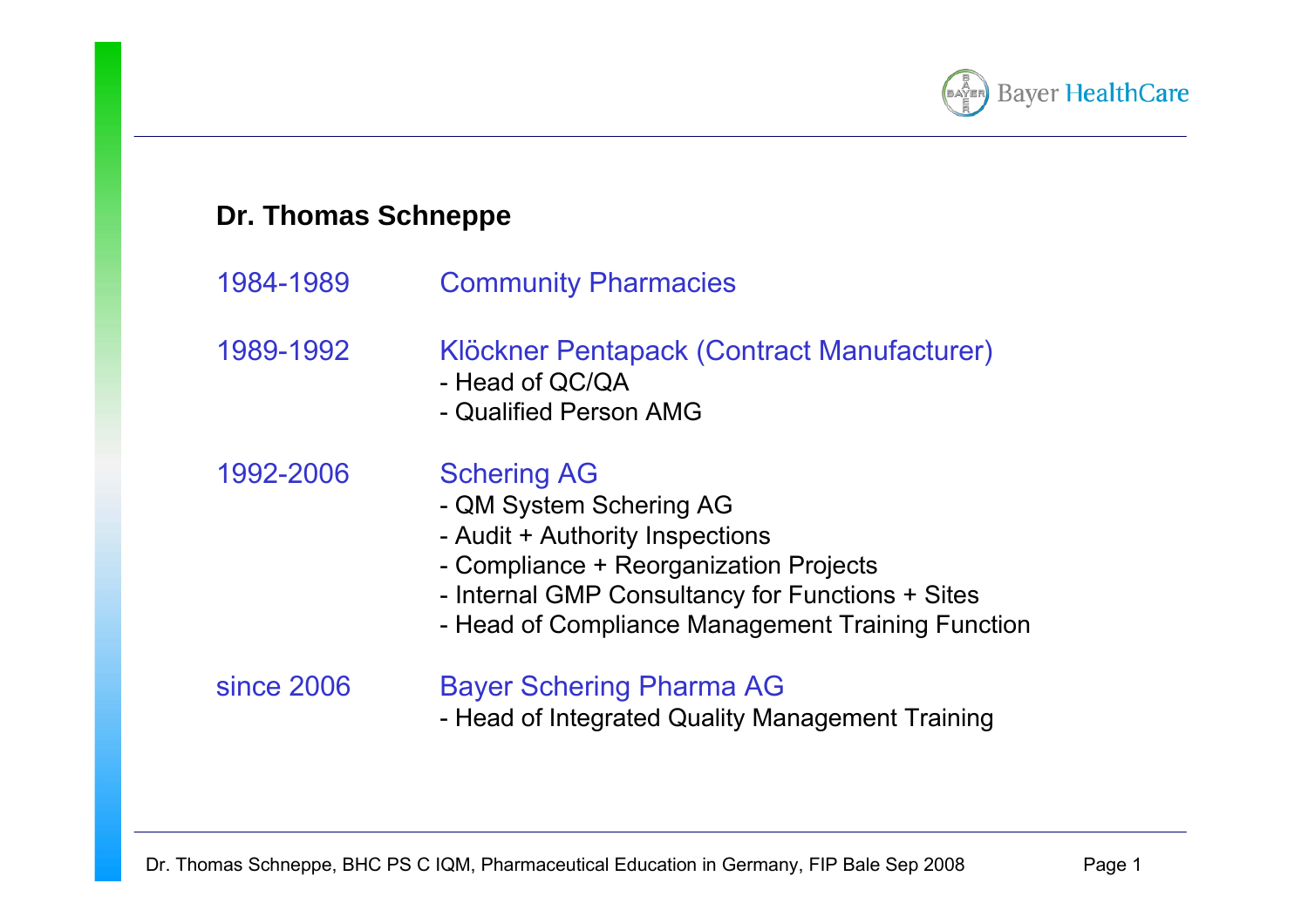## Dr. Thomas Schneppe

| | |
|---|---|
| 1984-1989 | Community Pharmacies |
| 1989-1992 | Klöckner Pentapack (Contract Manufacturer)<br>- Head of QC/QA<br>- Qualified Person AMG |
| 1992-2006 | Schering AG<br>- QM System Schering AG<br>- Audit + Authority Inspections<br>- Compliance + Reorganization Projects<br>- Internal GMP Consultancy for Functions + Sites<br>- Head of Compliance Management Training Function |
| since 2006 | Bayer Schering Pharma AG<br>- Head of Integrated Quality Management Training |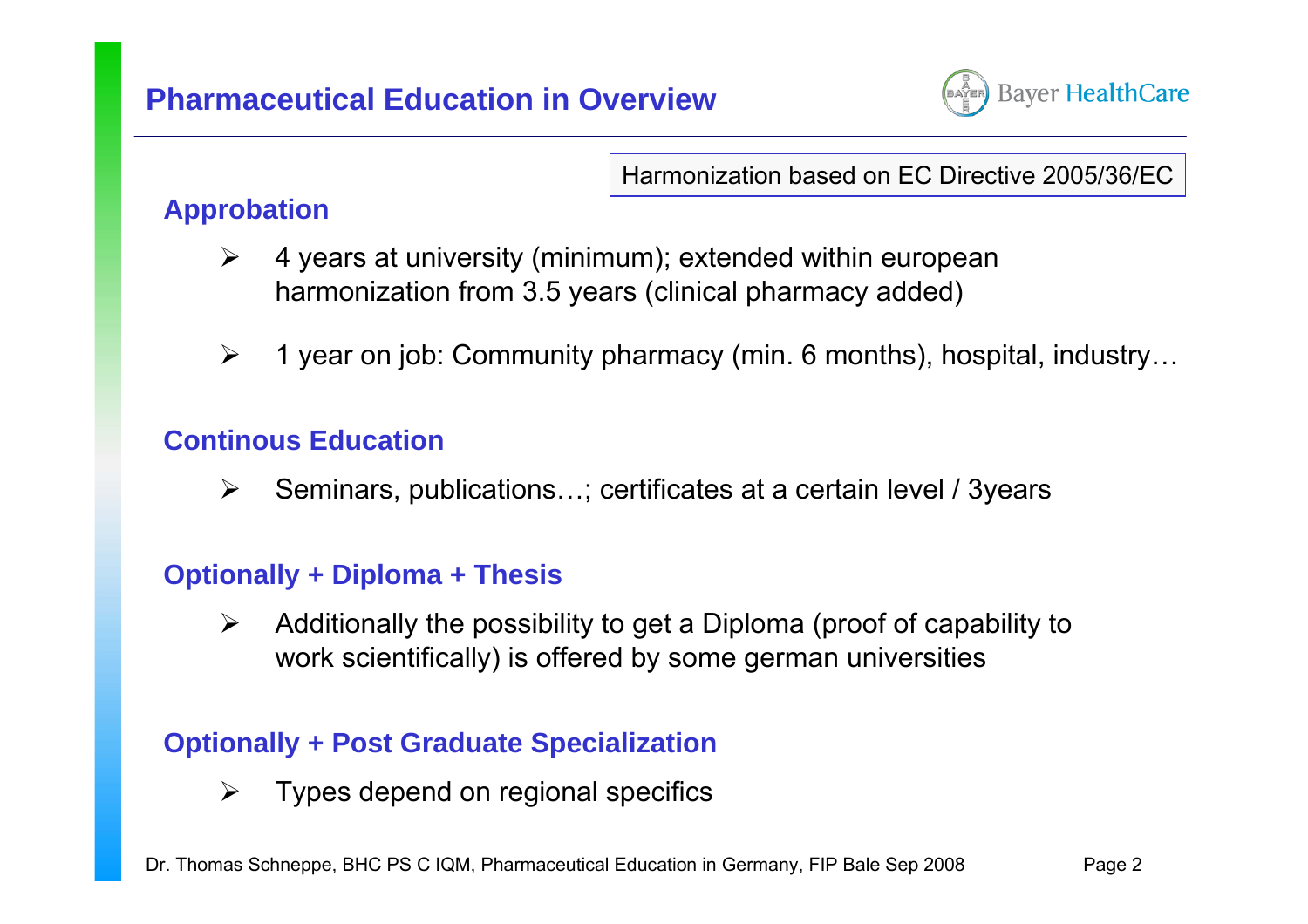# Pharmaceutical Education in Overview

Harmonization based on EC Directive 2005/36/EC

## Approbation

- 4 years at university (minimum); extended within european harmonization from 3.5 years (clinical pharmacy added)
- 1 year on job: Community pharmacy (min. 6 months), hospital, industry…

## Continous Education

- Seminars, publications…; certificates at a certain level / 3years

## Optionally + Diploma + Thesis

- Additionally the possibility to get a Diploma (proof of capability to work scientifically) is offered by some german universities

## Optionally + Post Graduate Specialization

- Types depend on regional specifics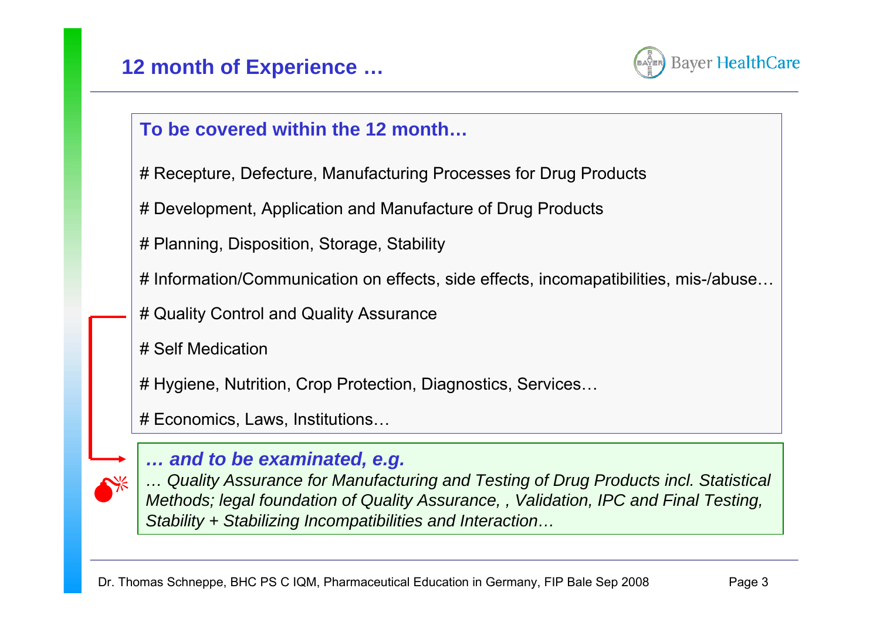## 12 month of Experience …

**To be covered within the 12 month…**

# Recepture, Defecture, Manufacturing Processes for Drug Products

# Development, Application and Manufacture of Drug Products

# Planning, Disposition, Storage, Stability

# Information/Communication on effects, side effects, incomapatibilities, mis-/abuse…

# Quality Control and Quality Assurance

# Self Medication

# Hygiene, Nutrition, Crop Protection, Diagnostics, Services…

# Economics, Laws, Institutions…

***… and to be examinated, e.g.***

*… Quality Assurance for Manufacturing and Testing of Drug Products incl. Statistical Methods; legal foundation of Quality Assurance, , Validation, IPC and Final Testing, Stability + Stabilizing Incompatibilities and Interaction…*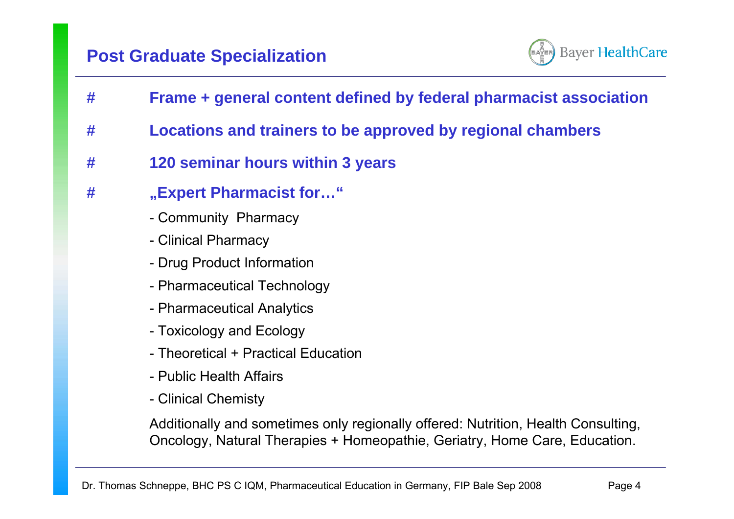## Post Graduate Specialization

- **Frame + general content defined by federal pharmacist association**
- **Locations and trainers to be approved by regional chambers**
- **120 seminar hours within 3 years**
- **„Expert Pharmacist for…"**
  - Community Pharmacy
  - Clinical Pharmacy
  - Drug Product Information
  - Pharmaceutical Technology
  - Pharmaceutical Analytics
  - Toxicology and Ecology
  - Theoretical + Practical Education
  - Public Health Affairs
  - Clinical Chemisty

  Additionally and sometimes only regionally offered: Nutrition, Health Consulting, Oncology, Natural Therapies + Homeopathie, Geriatry, Home Care, Education.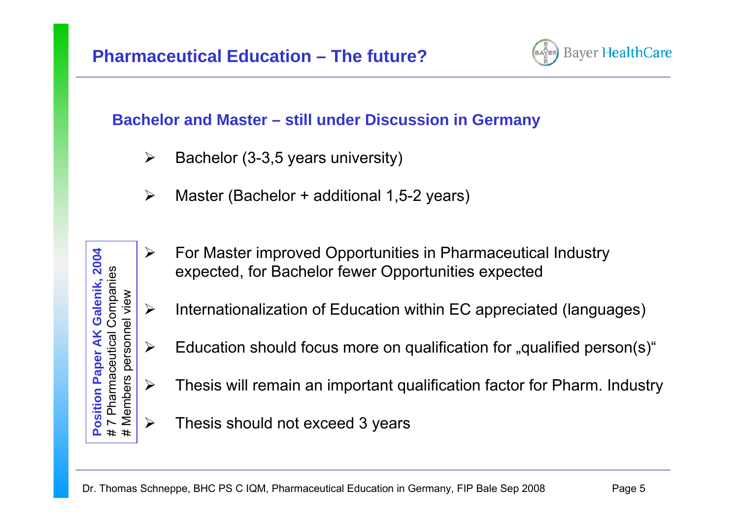# Pharmaceutical Education – The future?

## Bachelor and Master – still under Discussion in Germany

- Bachelor (3-3,5 years university)
- Master (Bachelor + additional 1,5-2 years)

**Position Paper AK Galenik, 2004**
# 7 Pharmaceutical Companies
# Members personnel view

- For Master improved Opportunities in Pharmaceutical Industry expected, for Bachelor fewer Opportunities expected
- Internationalization of Education within EC appreciated (languages)
- Education should focus more on qualification for „qualified person(s)"
- Thesis will remain an important qualification factor for Pharm. Industry
- Thesis should not exceed 3 years

Dr. Thomas Schneppe, BHC PS C IQM, Pharmaceutical Education in Germany, FIP Bale Sep 2008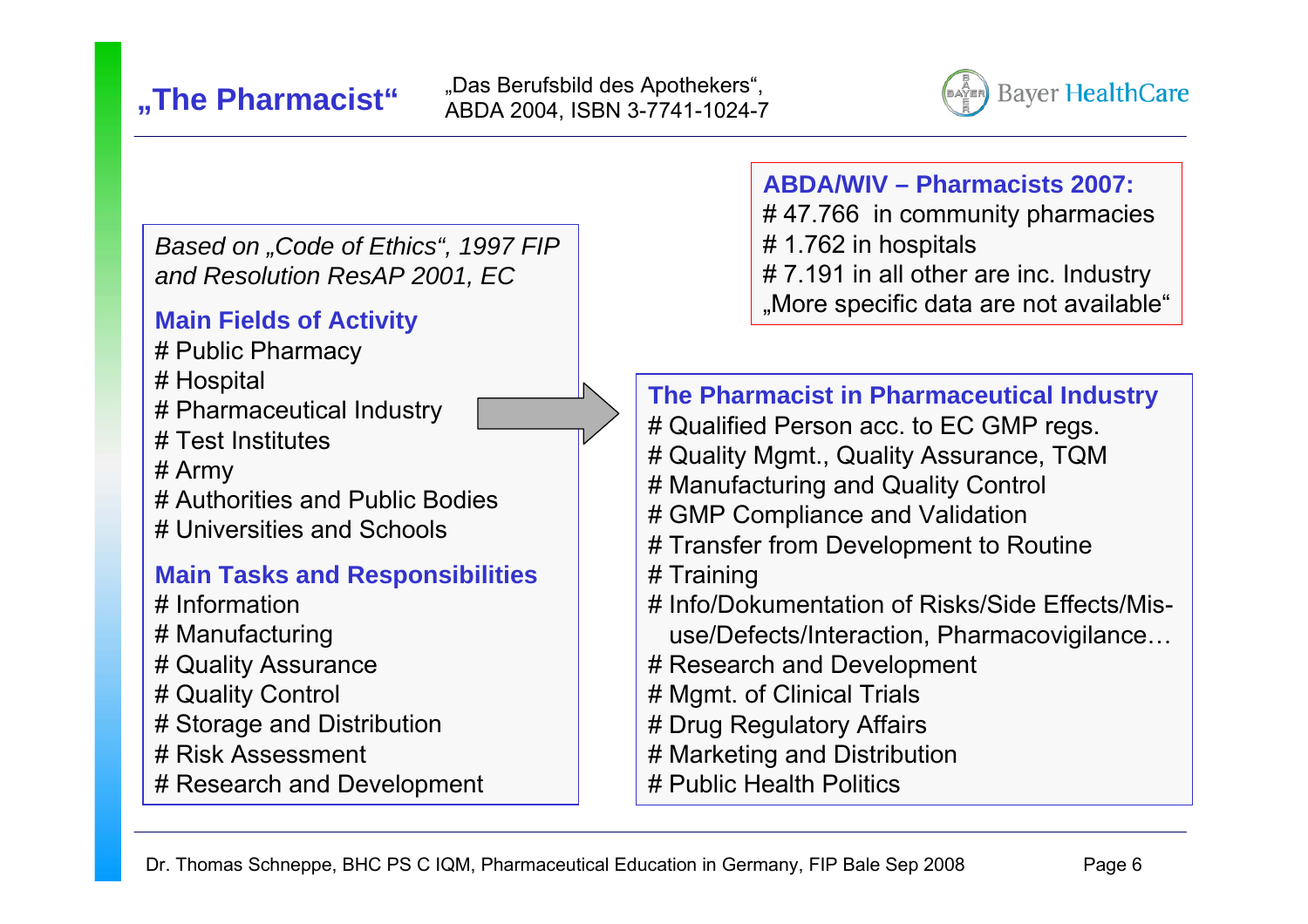# „The Pharmacist“

„Das Berufsbild des Apothekers“, ABDA 2004, ISBN 3-7741-1024-7

**ABDA/WIV – Pharmacists 2007:**

# 47.766 in community pharmacies
# 1.762 in hospitals
# 7.191 in all other are inc. Industry
„More specific data are not available“

*Based on „Code of Ethics“, 1997 FIP and Resolution ResAP 2001, EC*

**Main Fields of Activity**

# Public Pharmacy
# Hospital
# Pharmaceutical Industry
# Test Institutes
# Army
# Authorities and Public Bodies
# Universities and Schools

**Main Tasks and Responsibilities**

# Information
# Manufacturing
# Quality Assurance
# Quality Control
# Storage and Distribution
# Risk Assessment
# Research and Development

**The Pharmacist in Pharmaceutical Industry**

# Qualified Person acc. to EC GMP regs.
# Quality Mgmt., Quality Assurance, TQM
# Manufacturing and Quality Control
# GMP Compliance and Validation
# Transfer from Development to Routine
# Training
# Info/Dokumentation of Risks/Side Effects/Mis-use/Defects/Interaction, Pharmacovigilance…
# Research and Development
# Mgmt. of Clinical Trials
# Drug Regulatory Affairs
# Marketing and Distribution
# Public Health Politics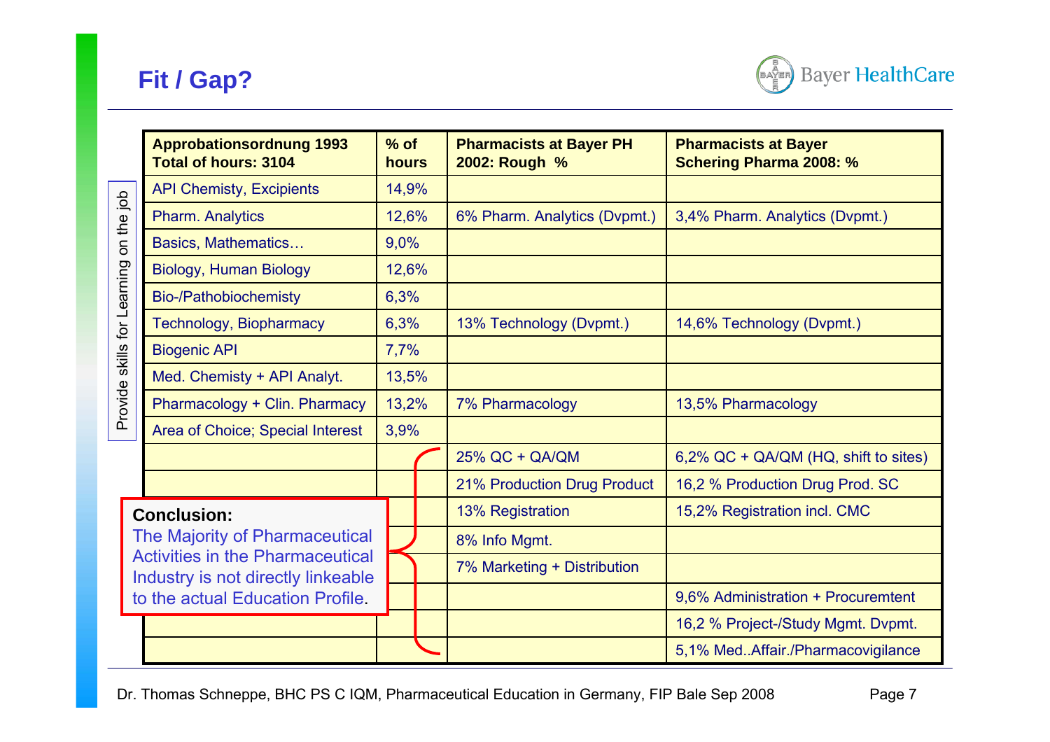# Fit / Gap?

*Provide skills for Learning on the job*

| Approbationsordnung 1993 Total of hours: 3104 | % of hours | Pharmacists at Bayer PH 2002: Rough % | Pharmacists at Bayer Schering Pharma 2008: % |
|---|---|---|---|
| API Chemisty, Excipients | 14,9% | | |
| Pharm. Analytics | 12,6% | 6% Pharm. Analytics (Dvpmt.) | 3,4% Pharm. Analytics (Dvpmt.) |
| Basics, Mathematics… | 9,0% | | |
| Biology, Human Biology | 12,6% | | |
| Bio-/Pathobiochemisty | 6,3% | | |
| Technology, Biopharmacy | 6,3% | 13% Technology (Dvpmt.) | 14,6% Technology (Dvpmt.) |
| Biogenic API | 7,7% | | |
| Med. Chemisty + API Analyt. | 13,5% | | |
| Pharmacology + Clin. Pharmacy | 13,2% | 7% Pharmacology | 13,5% Pharmacology |
| Area of Choice; Special Interest | 3,9% | | |
| | | 25% QC + QA/QM | 6,2% QC + QA/QM (HQ, shift to sites) |
| | | 21% Production Drug Product | 16,2 % Production Drug Prod. SC |
| | | 13% Registration | 15,2% Registration incl. CMC |
| | | 8% Info Mgmt. | |
| | | 7% Marketing + Distribution | |
| | | | 9,6% Administration + Procuremtent |
| | | | 16,2 % Project-/Study Mgmt. Dvpmt. |
| | | | 5,1% Med..Affair./Pharmacovigilance |

**Conclusion:**
The Majority of Pharmaceutical Activities in the Pharmaceutical Industry is not directly linkeable to the actual Education Profile.

Dr. Thomas Schneppe, BHC PS C IQM, Pharmaceutical Education in Germany, FIP Bale Sep 2008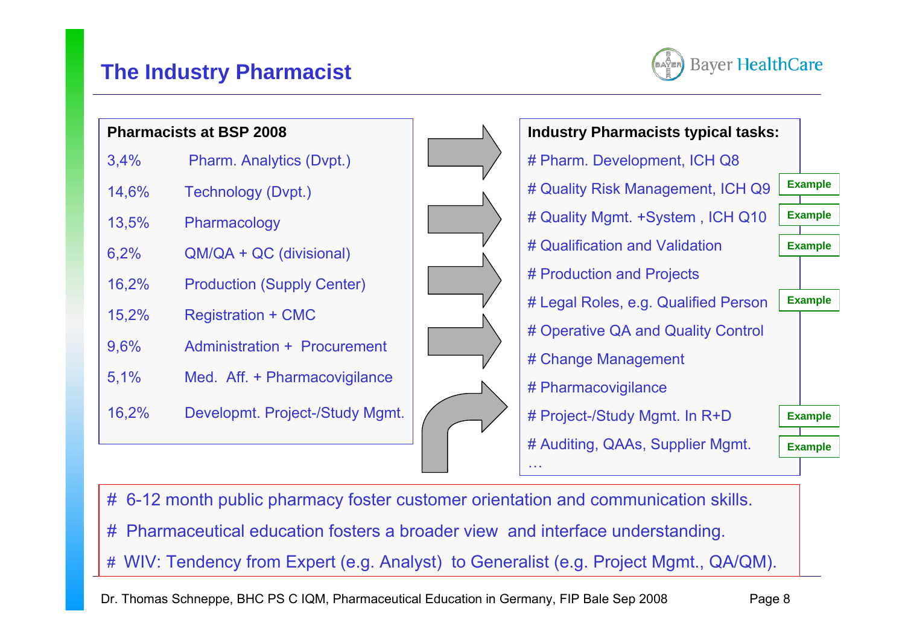# The Industry Pharmacist

**Pharmacists at BSP 2008**

| | |
|---|---|
| 3,4% | Pharm. Analytics (Dvpt.) |
| 14,6% | Technology (Dvpt.) |
| 13,5% | Pharmacology |
| 6,2% | QM/QA + QC (divisional) |
| 16,2% | Production (Supply Center) |
| 15,2% | Registration + CMC |
| 9,6% | Administration + Procurement |
| 5,1% | Med. Aff. + Pharmacovigilance |
| 16,2% | Developmt. Project-/Study Mgmt. |

**Industry Pharmacists typical tasks:**

- # Pharm. Development, ICH Q8
- # Quality Risk Management, ICH Q9 — Example
- # Quality Mgmt. +System , ICH Q10 — Example
- # Qualification and Validation — Example
- # Production and Projects
- # Legal Roles, e.g. Qualified Person — Example
- # Operative QA and Quality Control
- # Change Management
- # Pharmacovigilance
- # Project-/Study Mgmt. In R+D — Example
- # Auditing, QAAs, Supplier Mgmt. — Example
- …

# 6-12 month public pharmacy foster customer orientation and communication skills.

# Pharmaceutical education fosters a broader view and interface understanding.

# WIV: Tendency from Expert (e.g. Analyst) to Generalist (e.g. Project Mgmt., QA/QM).

Dr. Thomas Schneppe, BHC PS C IQM, Pharmaceutical Education in Germany, FIP Bale Sep 2008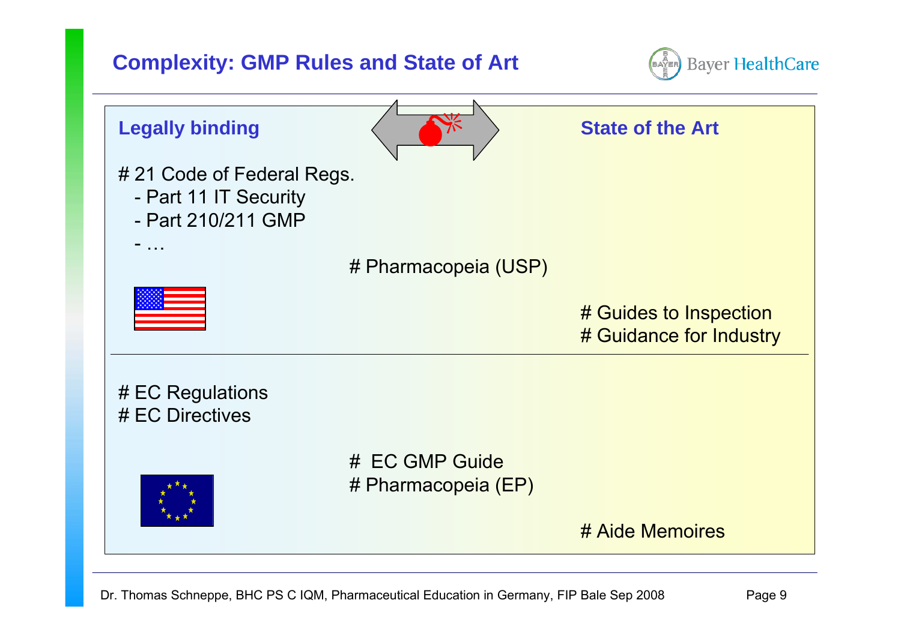# Complexity: GMP Rules and State of Art

**Legally binding** ⟷ **State of the Art**

# 21 Code of Federal Regs.
- Part 11 IT Security
- Part 210/211 GMP
- …

# Pharmacopeia (USP)

# Guides to Inspection
# Guidance for Industry

---

# EC Regulations
# EC Directives

#  EC GMP Guide
# Pharmacopeia (EP)

# Aide Memoires

Dr. Thomas Schneppe, BHC PS C IQM, Pharmaceutical Education in Germany, FIP Bale Sep 2008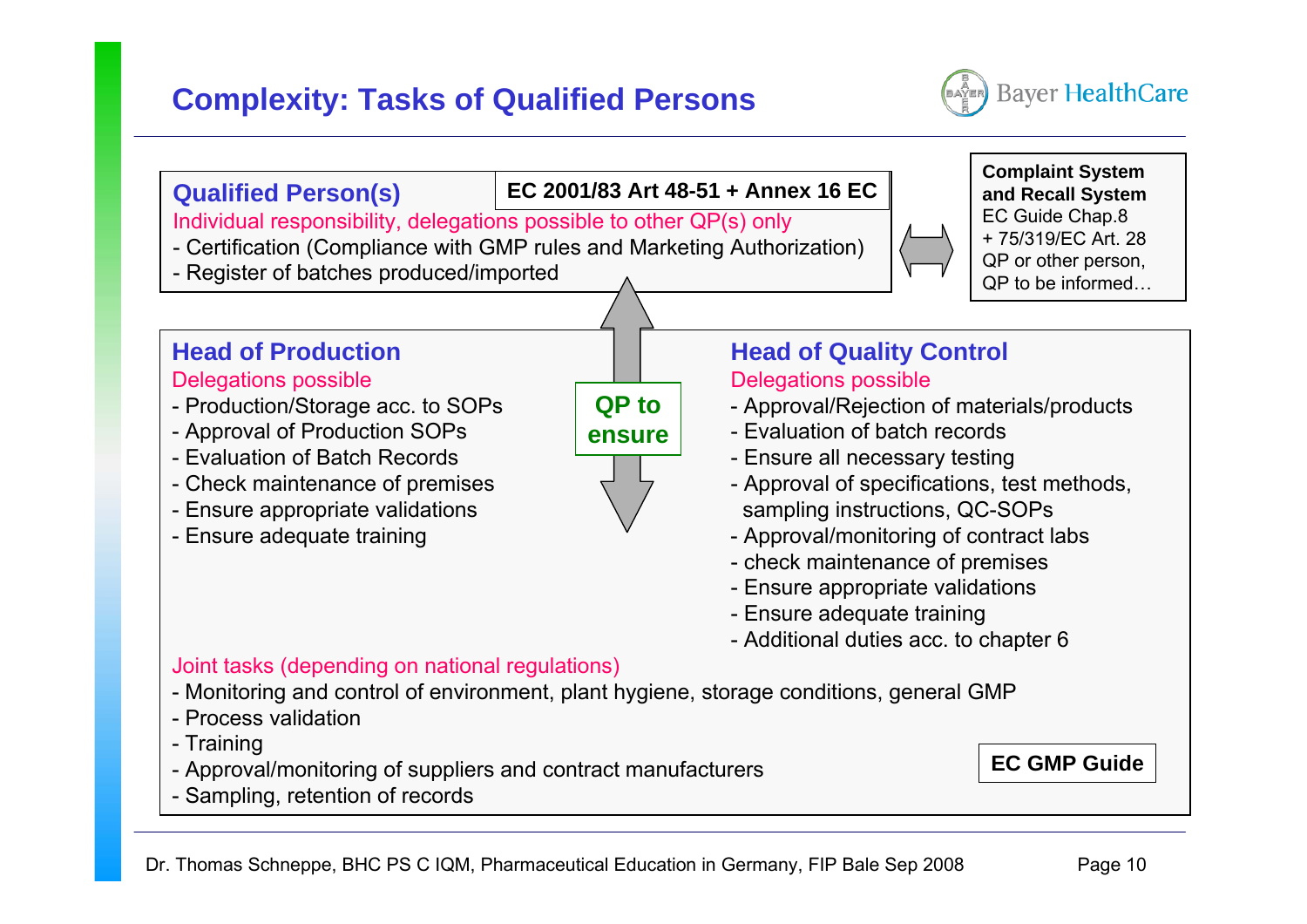# Complexity: Tasks of Qualified Persons

## Qualified Person(s)

**EC 2001/83 Art 48-51 + Annex 16 EC**

Individual responsibility, delegations possible to other QP(s) only

- Certification (Compliance with GMP rules and Marketing Authorization)
- Register of batches produced/imported

**Complaint System and Recall System**
EC Guide Chap.8
+ 75/319/EC Art. 28
QP or other person,
QP to be informed…

**QP to ensure**

## Head of Production

Delegations possible

- Production/Storage acc. to SOPs
- Approval of Production SOPs
- Evaluation of Batch Records
- Check maintenance of premises
- Ensure appropriate validations
- Ensure adequate training

## Head of Quality Control

Delegations possible

- Approval/Rejection of materials/products
- Evaluation of batch records
- Ensure all necessary testing
- Approval of specifications, test methods, sampling instructions, QC-SOPs
- Approval/monitoring of contract labs
- check maintenance of premises
- Ensure appropriate validations
- Ensure adequate training
- Additional duties acc. to chapter 6

Joint tasks (depending on national regulations)

- Monitoring and control of environment, plant hygiene, storage conditions, general GMP
- Process validation
- Training
- Approval/monitoring of suppliers and contract manufacturers
- Sampling, retention of records

**EC GMP Guide**

Dr. Thomas Schneppe, BHC PS C IQM, Pharmaceutical Education in Germany, FIP Bale Sep 2008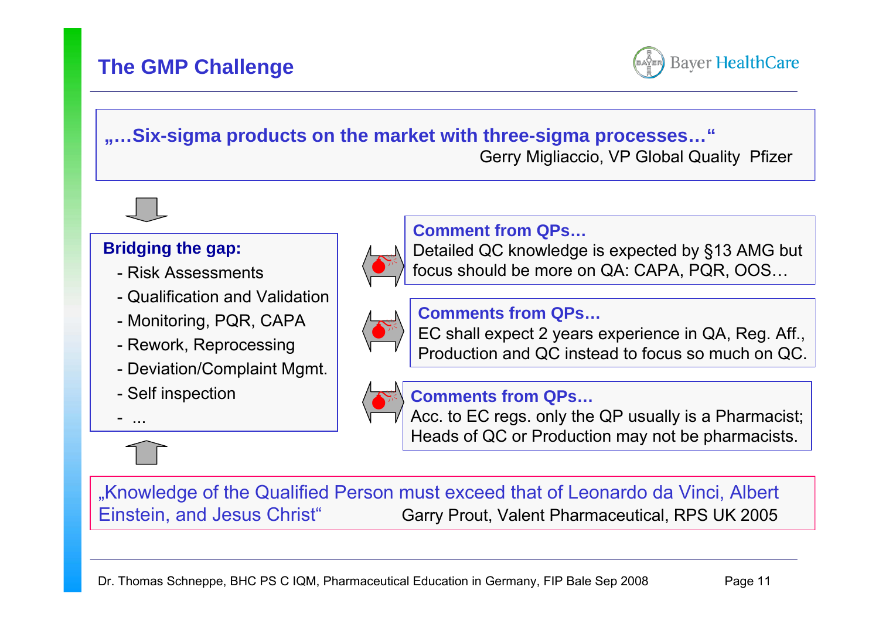# The GMP Challenge

**„…Six-sigma products on the market with three-sigma processes…“**

Gerry Migliaccio, VP Global Quality Pfizer

**Bridging the gap:**

- Risk Assessments
- Qualification and Validation
- Monitoring, PQR, CAPA
- Rework, Reprocessing
- Deviation/Complaint Mgmt.
- Self inspection
- ...

**Comment from QPs…**

Detailed QC knowledge is expected by §13 AMG but focus should be more on QA: CAPA, PQR, OOS…

**Comments from QPs…**

EC shall expect 2 years experience in QA, Reg. Aff., Production and QC instead to focus so much on QC.

**Comments from QPs…**

Acc. to EC regs. only the QP usually is a Pharmacist; Heads of QC or Production may not be pharmacists.

„Knowledge of the Qualified Person must exceed that of Leonardo da Vinci, Albert Einstein, and Jesus Christ“

Garry Prout, Valent Pharmaceutical, RPS UK 2005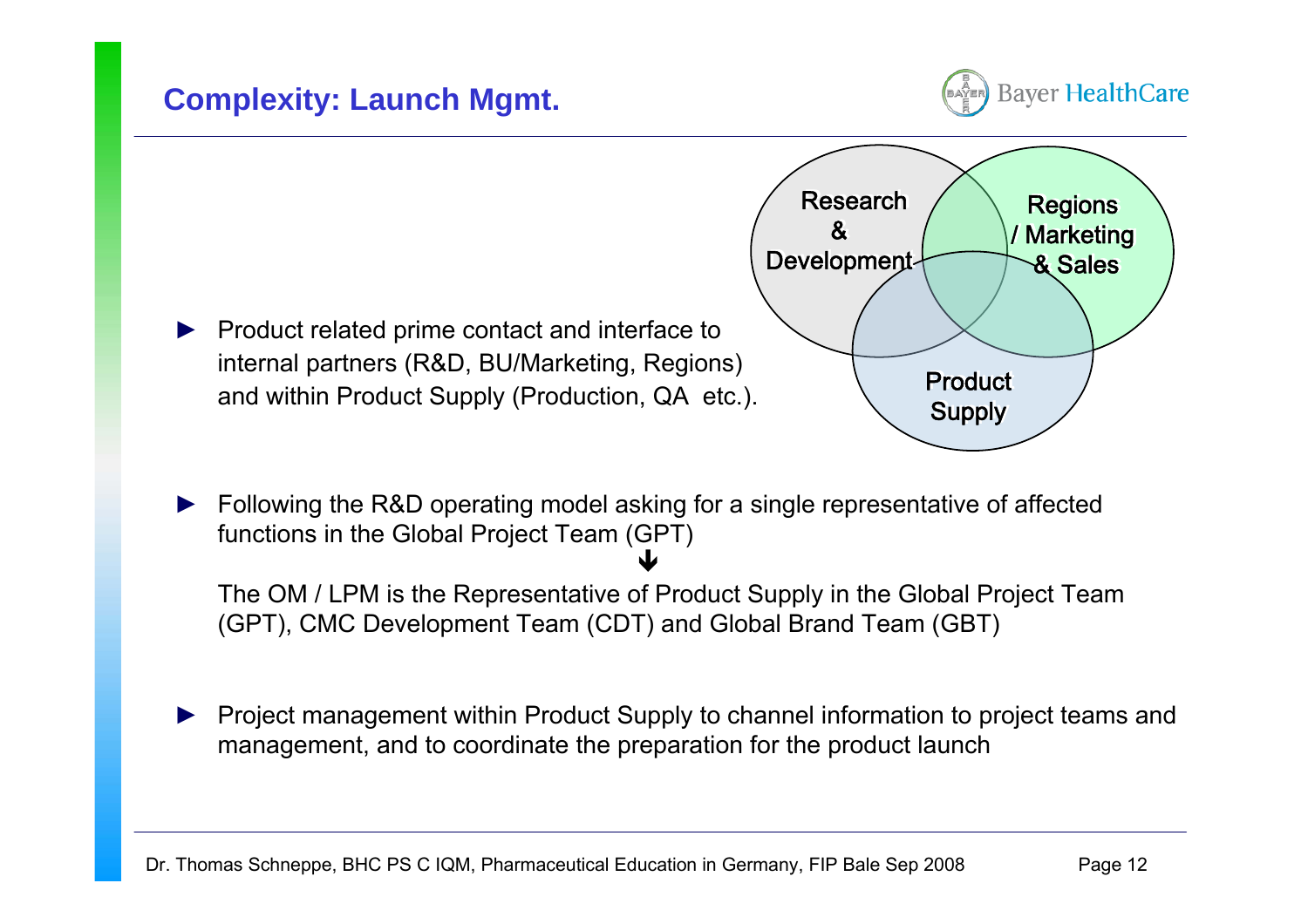# Complexity: Launch Mgmt.

Research & Development

Regions / Marketing & Sales

Product Supply

- Product related prime contact and interface to internal partners (R&D, BU/Marketing, Regions) and within Product Supply (Production, QA etc.).

- Following the R&D operating model asking for a single representative of affected functions in the Global Project Team (GPT)

  ↓

  The OM / LPM is the Representative of Product Supply in the Global Project Team (GPT), CMC Development Team (CDT) and Global Brand Team (GBT)

- Project management within Product Supply to channel information to project teams and management, and to coordinate the preparation for the product launch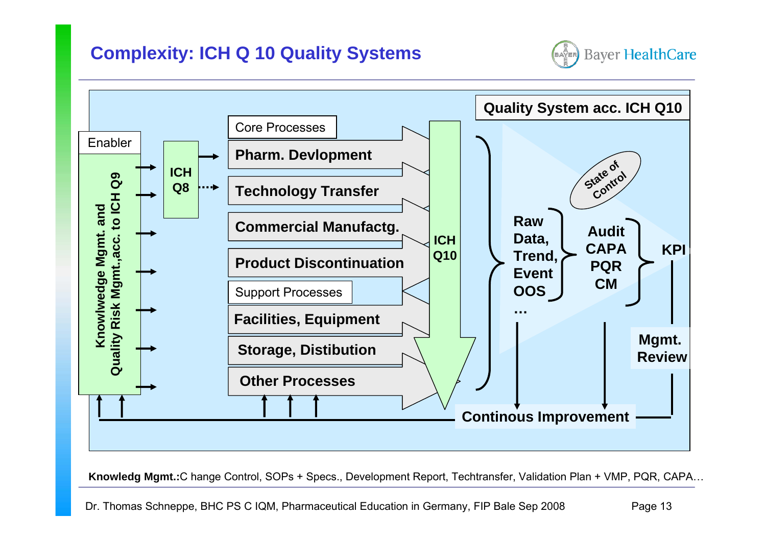# Complexity: ICH Q 10 Quality Systems

**Quality System acc. ICH Q10**

Enabler

**Knowlwedge Mgmt. and Quality Risk Mgmt.,acc. to ICH Q9**

**ICH Q8**

Core Processes

- **Pharm. Devlopment**
- **Technology Transfer**
- **Commercial Manufactg.**
- **Product Discontinuation**

Support Processes

- **Facilities, Equipment**
- **Storage, Distibution**
- **Other Processes**

**ICH Q10**

*State of Control*

**Raw Data, Trend, Event OOS …**

**Audit CAPA PQR CM**

**KPI**

**Mgmt. Review**

**Continous Improvement**

**Knowledg Mgmt.:** C hange Control, SOPs + Specs., Development Report, Techtransfer, Validation Plan + VMP, PQR, CAPA…

Dr. Thomas Schneppe, BHC PS C IQM, Pharmaceutical Education in Germany, FIP Bale Sep 2008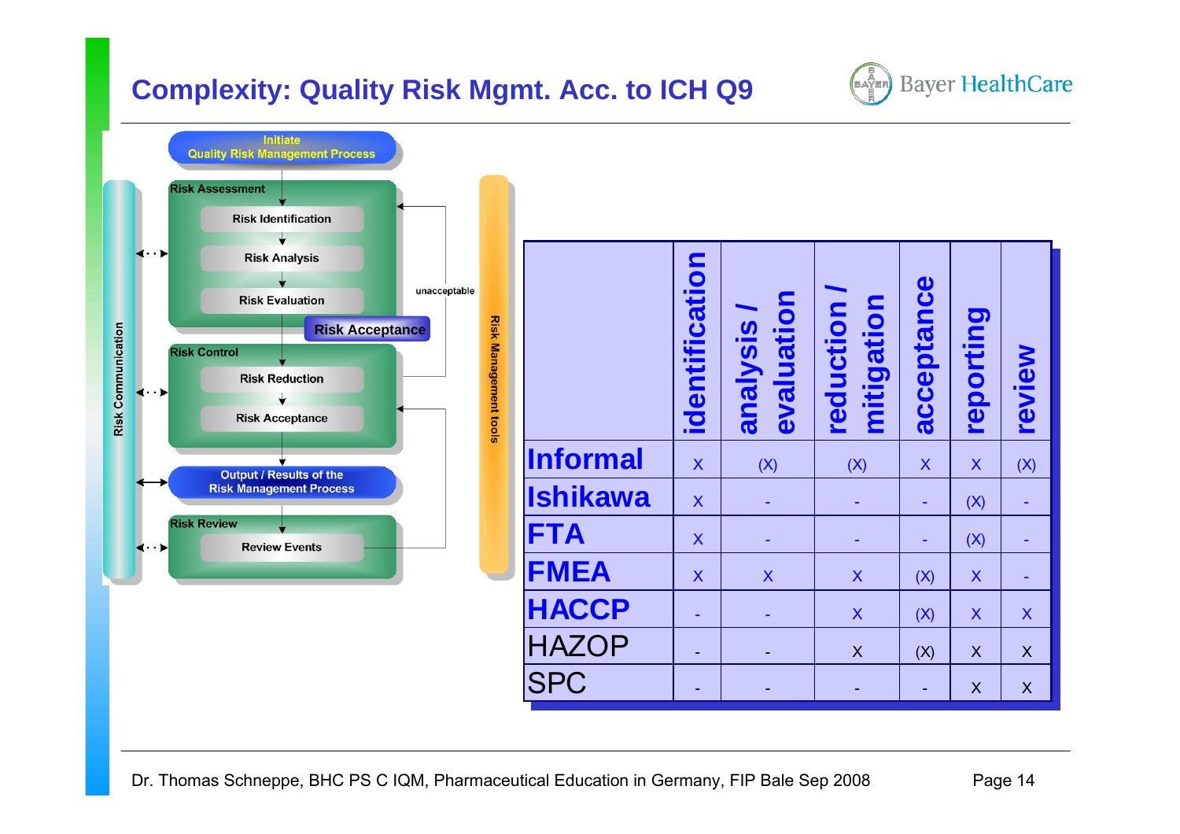# Complexity: Quality Risk Mgmt. Acc. to ICH Q9

Initiate Quality Risk Management Process

Risk Assessment
- Risk Identification
- Risk Analysis
- Risk Evaluation

Risk Acceptance

unacceptable

Risk Control
- Risk Reduction
- Risk Acceptance

Output / Results of the Risk Management Process

Risk Review
- Review Events

Risk Communication

Risk Management tools

| | identification | analysis / evaluation | reduction / mitigation | acceptance | reporting | review |
|---|---|---|---|---|---|---|
| **Informal** | x | (X) | (X) | x | x | (X) |
| **Ishikawa** | x | - | - | - | (X) | - |
| **FTA** | x | - | - | - | (X) | - |
| **FMEA** | x | x | x | (X) | x | - |
| **HACCP** | - | - | x | (X) | x | x |
| HAZOP | - | - | x | (X) | x | x |
| SPC | - | - | - | - | x | x |

Dr. Thomas Schneppe, BHC PS C IQM, Pharmaceutical Education in Germany, FIP Bale Sep 2008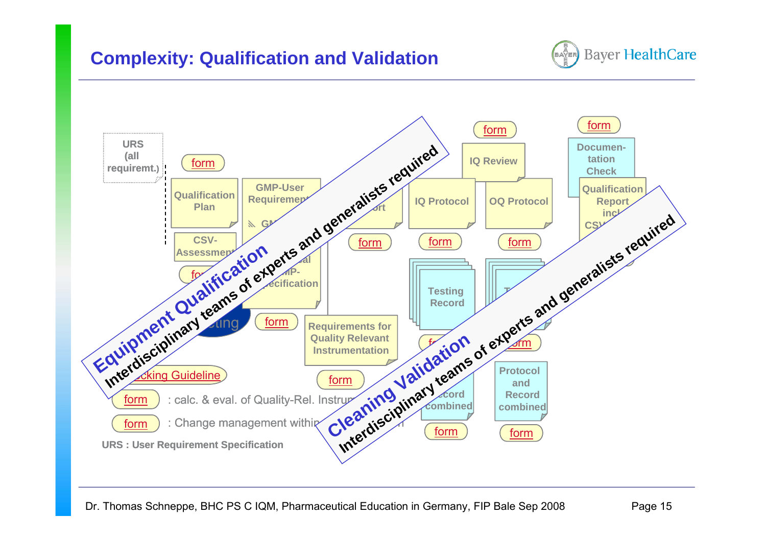# Complexity: Qualification and Validation

URS (all requiremt.)

form

Qualification Plan

GMP-User Requirement

CSV-Assessment

ecification

form

Requirements for Quality Relevant Instrumentation

ort

form

IQ Protocol

form

IQ Review

form

OQ Protocol

form

Testing Record

form

Documen-tation Check

form

Qualification Report incl. CSV

ecord combined

form

Protocol and Record combined

form

form

cking Guideline

form : calc. & eval. of Quality-Rel. Instrum

form : Change management within

URS : User Requirement Specification

**Equipment Qualification**
**Interdisciplinary teams of experts and generalists required**

**Cleaning Validation**
**Interdisciplinary teams of experts and generalists required**

Dr. Thomas Schneppe, BHC PS C IQM, Pharmaceutical Education in Germany, FIP Bale Sep 2008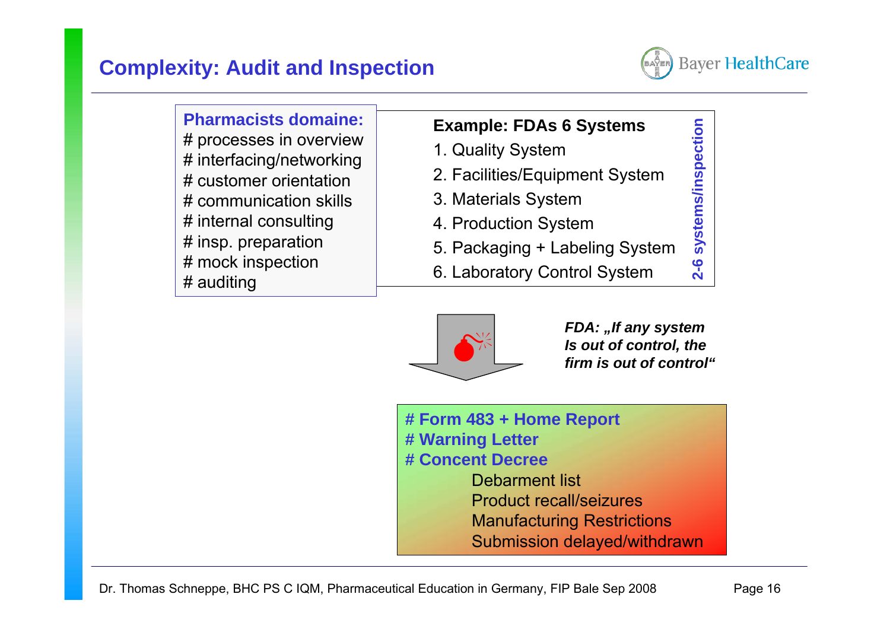## Complexity: Audit and Inspection

**Pharmacists domaine:**

- # processes in overview
- # interfacing/networking
- # customer orientation
- # communication skills
- # internal consulting
- # insp. preparation
- # mock inspection
- # auditing

**Example: FDAs 6 Systems**

1. Quality System
2. Facilities/Equipment System
3. Materials System
4. Production System
5. Packaging + Labeling System
6. Laboratory Control System

**2-6 systems/inspection**

***FDA: „If any system Is out of control, the firm is out of control"***

**# Form 483 + Home Report**
**# Warning Letter**
**# Concent Decree**

- Debarment list
- Product recall/seizures
- Manufacturing Restrictions
- Submission delayed/withdrawn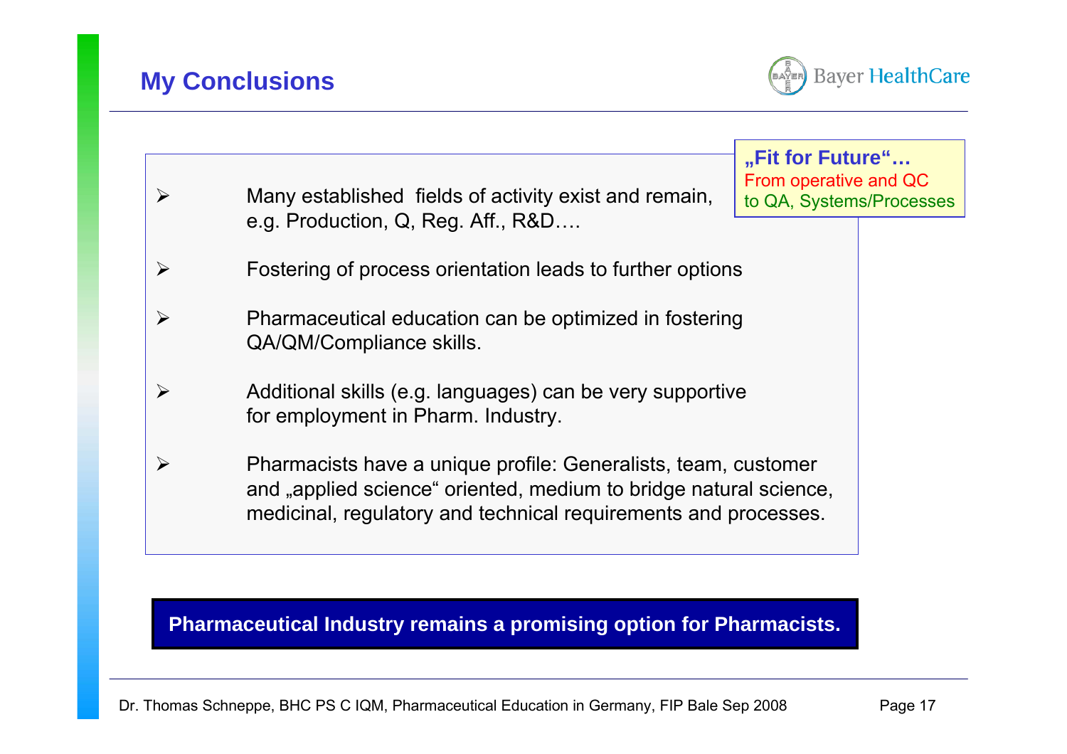## My Conclusions

**„Fit for Future"…**
From operative and QC
to QA, Systems/Processes

- Many established fields of activity exist and remain, e.g. Production, Q, Reg. Aff., R&D….
- Fostering of process orientation leads to further options
- Pharmaceutical education can be optimized in fostering QA/QM/Compliance skills.
- Additional skills (e.g. languages) can be very supportive for employment in Pharm. Industry.
- Pharmacists have a unique profile: Generalists, team, customer and „applied science" oriented, medium to bridge natural science, medicinal, regulatory and technical requirements and processes.

**Pharmaceutical Industry remains a promising option for Pharmacists.**